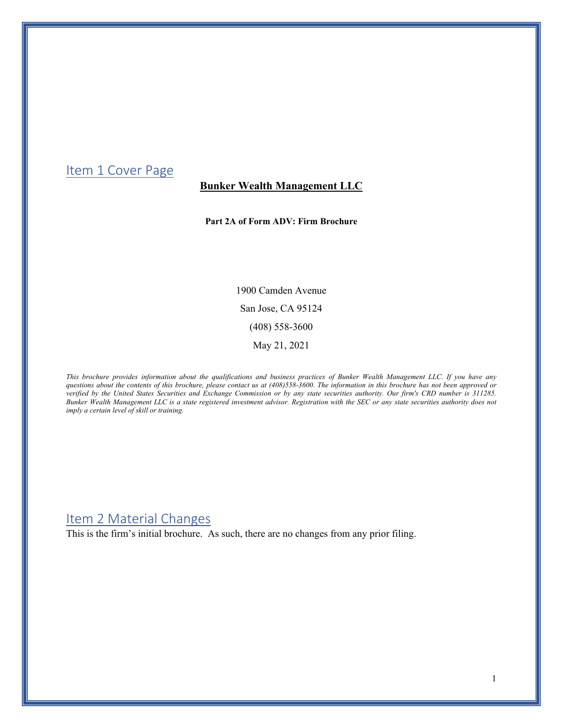## Item 1 Cover Page

**Bunker Wealth Management LLC**

**Part 2A of Form ADV: Firm Brochure**

1900 Camden Avenue

San Jose, CA 95124

(408) 558-3600

May 21, 2021

*This brochure provides information about the qualifications and business practices of Bunker Wealth Management LLC. If you have any questions about the contents of this brochure, please contact us at (408)558-3600. The information in this brochure has not been approved or verified by the United States Securities and Exchange Commission or by any state securities authority. Our firm's CRD number is 311285. Bunker Wealth Management LLC is a state registered investment advisor. Registration with the SEC or any state securities authority does not imply a certain level of skill or training.*

## Item 2 Material Changes

This is the firm's initial brochure. As such, there are no changes from any prior filing.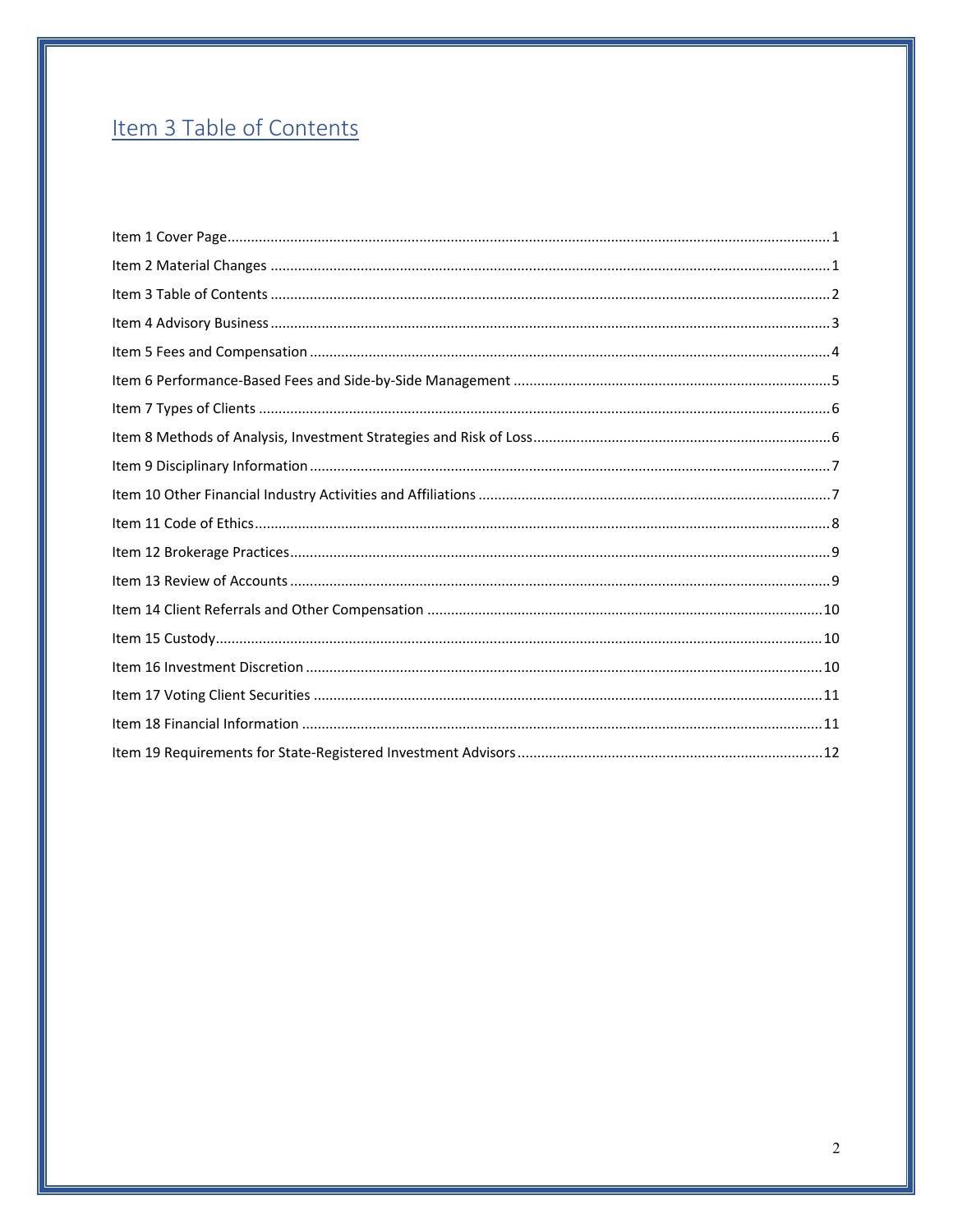## Item 3 Table of Contents

Item 1 Cover Page........................................................................................................................................1

Item 2 Material Changes ............................................................................................................................1

Item 3 Table of Contents ............................................................................................................................2

Item 4 Advisory Business ............................................................................................................................3

Item 5 Fees and Compensation ..................................................................................................................4

Item 6 Performance-Based Fees and Side-by-Side Management ................................................................5

Item 7 Types of Clients ................................................................................................................................6

Item 8 Methods of Analysis, Investment Strategies and Risk of Loss...........................................................6

Item 9 Disciplinary Information ...................................................................................................................7

Item 10 Other Financial Industry Activities and Affiliations .........................................................................7

Item 11 Code of Ethics.................................................................................................................................8

Item 12 Brokerage Practices........................................................................................................................9

Item 13 Review of Accounts ........................................................................................................................9

Item 14 Client Referrals and Other Compensation ....................................................................................10

Item 15 Custody.........................................................................................................................................10

Item 16 Investment Discretion ..................................................................................................................10

Item 17 Voting Client Securities ................................................................................................................11

Item 18 Financial Information ...................................................................................................................11

Item 19 Requirements for State-Registered Investment Advisors .............................................................12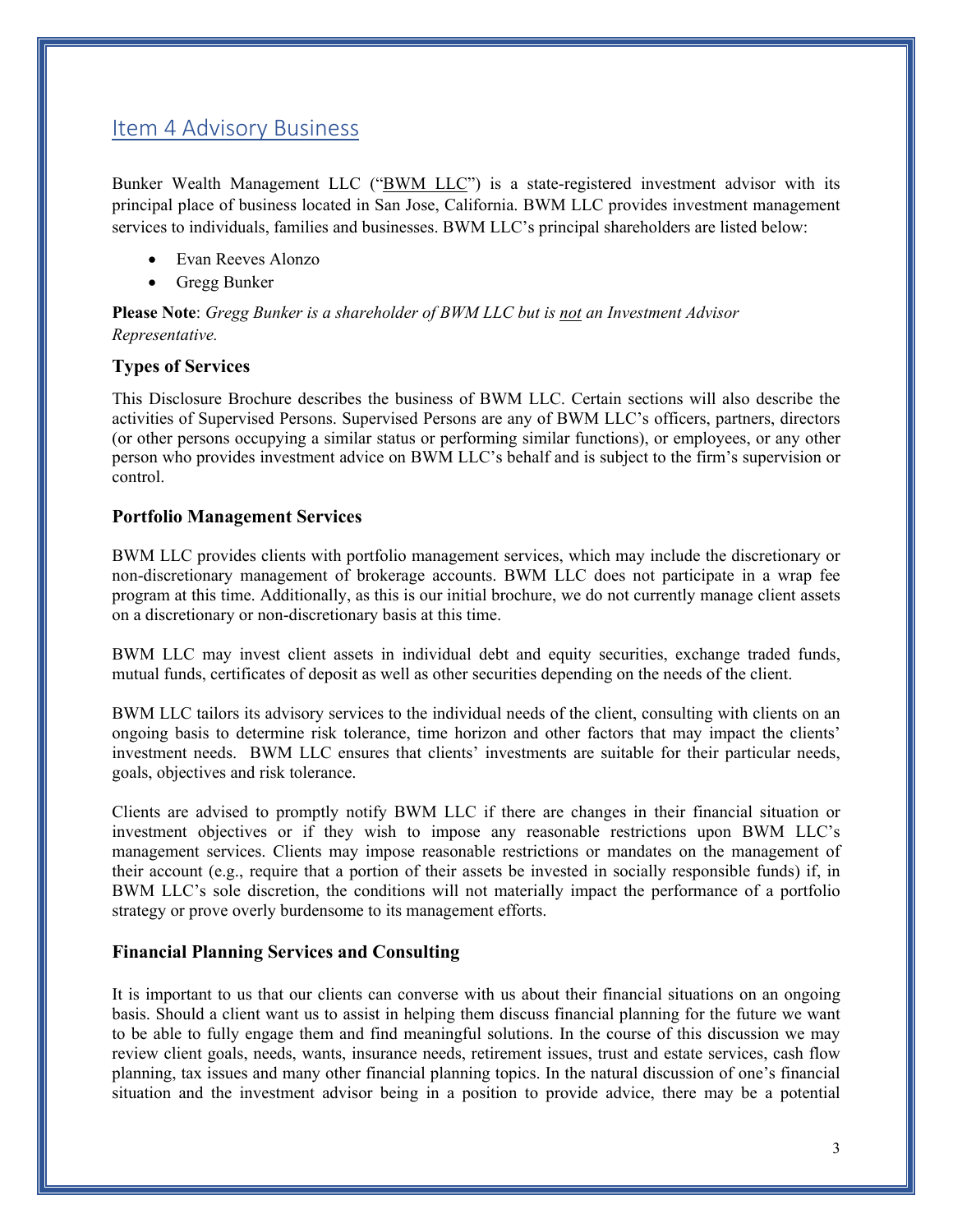## Item 4 Advisory Business

Bunker Wealth Management LLC ("BWM LLC") is a state-registered investment advisor with its principal place of business located in San Jose, California. BWM LLC provides investment management services to individuals, families and businesses. BWM LLC's principal shareholders are listed below:

- Evan Reeves Alonzo
- Gregg Bunker

**Please Note**: *Gregg Bunker is a shareholder of BWM LLC but is not an Investment Advisor Representative.*

### Types of Services

This Disclosure Brochure describes the business of BWM LLC. Certain sections will also describe the activities of Supervised Persons. Supervised Persons are any of BWM LLC's officers, partners, directors (or other persons occupying a similar status or performing similar functions), or employees, or any other person who provides investment advice on BWM LLC's behalf and is subject to the firm's supervision or control.

### Portfolio Management Services

BWM LLC provides clients with portfolio management services, which may include the discretionary or non-discretionary management of brokerage accounts. BWM LLC does not participate in a wrap fee program at this time. Additionally, as this is our initial brochure, we do not currently manage client assets on a discretionary or non-discretionary basis at this time.

BWM LLC may invest client assets in individual debt and equity securities, exchange traded funds, mutual funds, certificates of deposit as well as other securities depending on the needs of the client.

BWM LLC tailors its advisory services to the individual needs of the client, consulting with clients on an ongoing basis to determine risk tolerance, time horizon and other factors that may impact the clients' investment needs. BWM LLC ensures that clients' investments are suitable for their particular needs, goals, objectives and risk tolerance.

Clients are advised to promptly notify BWM LLC if there are changes in their financial situation or investment objectives or if they wish to impose any reasonable restrictions upon BWM LLC's management services. Clients may impose reasonable restrictions or mandates on the management of their account (e.g., require that a portion of their assets be invested in socially responsible funds) if, in BWM LLC's sole discretion, the conditions will not materially impact the performance of a portfolio strategy or prove overly burdensome to its management efforts.

### Financial Planning Services and Consulting

It is important to us that our clients can converse with us about their financial situations on an ongoing basis. Should a client want us to assist in helping them discuss financial planning for the future we want to be able to fully engage them and find meaningful solutions. In the course of this discussion we may review client goals, needs, wants, insurance needs, retirement issues, trust and estate services, cash flow planning, tax issues and many other financial planning topics. In the natural discussion of one's financial situation and the investment advisor being in a position to provide advice, there may be a potential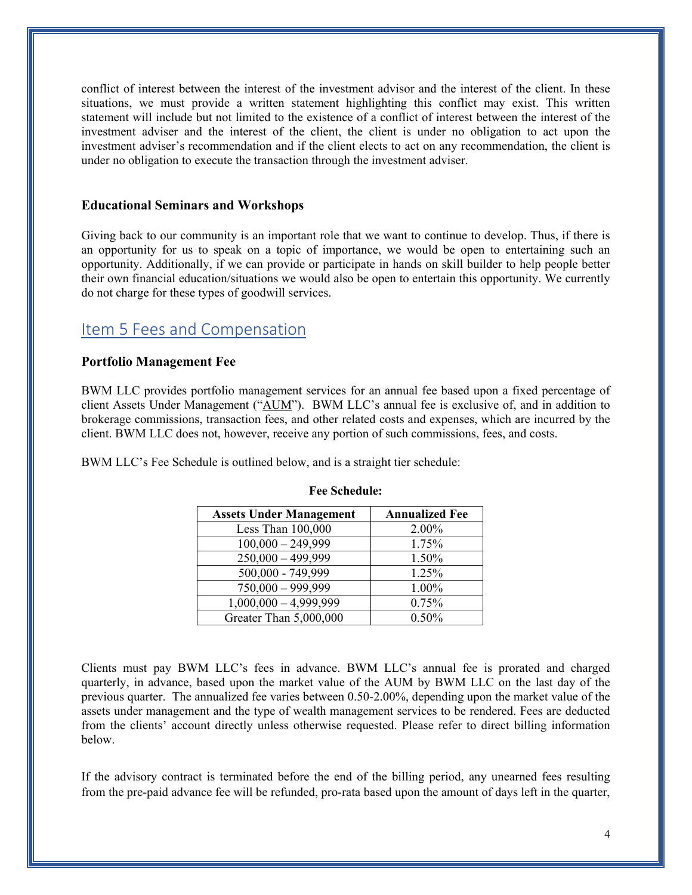conflict of interest between the interest of the investment advisor and the interest of the client. In these situations, we must provide a written statement highlighting this conflict may exist. This written statement will include but not limited to the existence of a conflict of interest between the interest of the investment adviser and the interest of the client, the client is under no obligation to act upon the investment adviser's recommendation and if the client elects to act on any recommendation, the client is under no obligation to execute the transaction through the investment adviser.

### Educational Seminars and Workshops

Giving back to our community is an important role that we want to continue to develop. Thus, if there is an opportunity for us to speak on a topic of importance, we would be open to entertaining such an opportunity. Additionally, if we can provide or participate in hands on skill builder to help people better their own financial education/situations we would also be open to entertain this opportunity. We currently do not charge for these types of goodwill services.

## Item 5 Fees and Compensation

### Portfolio Management Fee

BWM LLC provides portfolio management services for an annual fee based upon a fixed percentage of client Assets Under Management ("AUM"). BWM LLC's annual fee is exclusive of, and in addition to brokerage commissions, transaction fees, and other related costs and expenses, which are incurred by the client. BWM LLC does not, however, receive any portion of such commissions, fees, and costs.

BWM LLC's Fee Schedule is outlined below, and is a straight tier schedule:

**Fee Schedule:**

| Assets Under Management | Annualized Fee |
|---|---|
| Less Than 100,000 | 2.00% |
| 100,000 – 249,999 | 1.75% |
| 250,000 – 499,999 | 1.50% |
| 500,000 - 749,999 | 1.25% |
| 750,000 – 999,999 | 1.00% |
| 1,000,000 – 4,999,999 | 0.75% |
| Greater Than 5,000,000 | 0.50% |

Clients must pay BWM LLC's fees in advance. BWM LLC's annual fee is prorated and charged quarterly, in advance, based upon the market value of the AUM by BWM LLC on the last day of the previous quarter. The annualized fee varies between 0.50-2.00%, depending upon the market value of the assets under management and the type of wealth management services to be rendered. Fees are deducted from the clients' account directly unless otherwise requested. Please refer to direct billing information below.

If the advisory contract is terminated before the end of the billing period, any unearned fees resulting from the pre-paid advance fee will be refunded, pro-rata based upon the amount of days left in the quarter,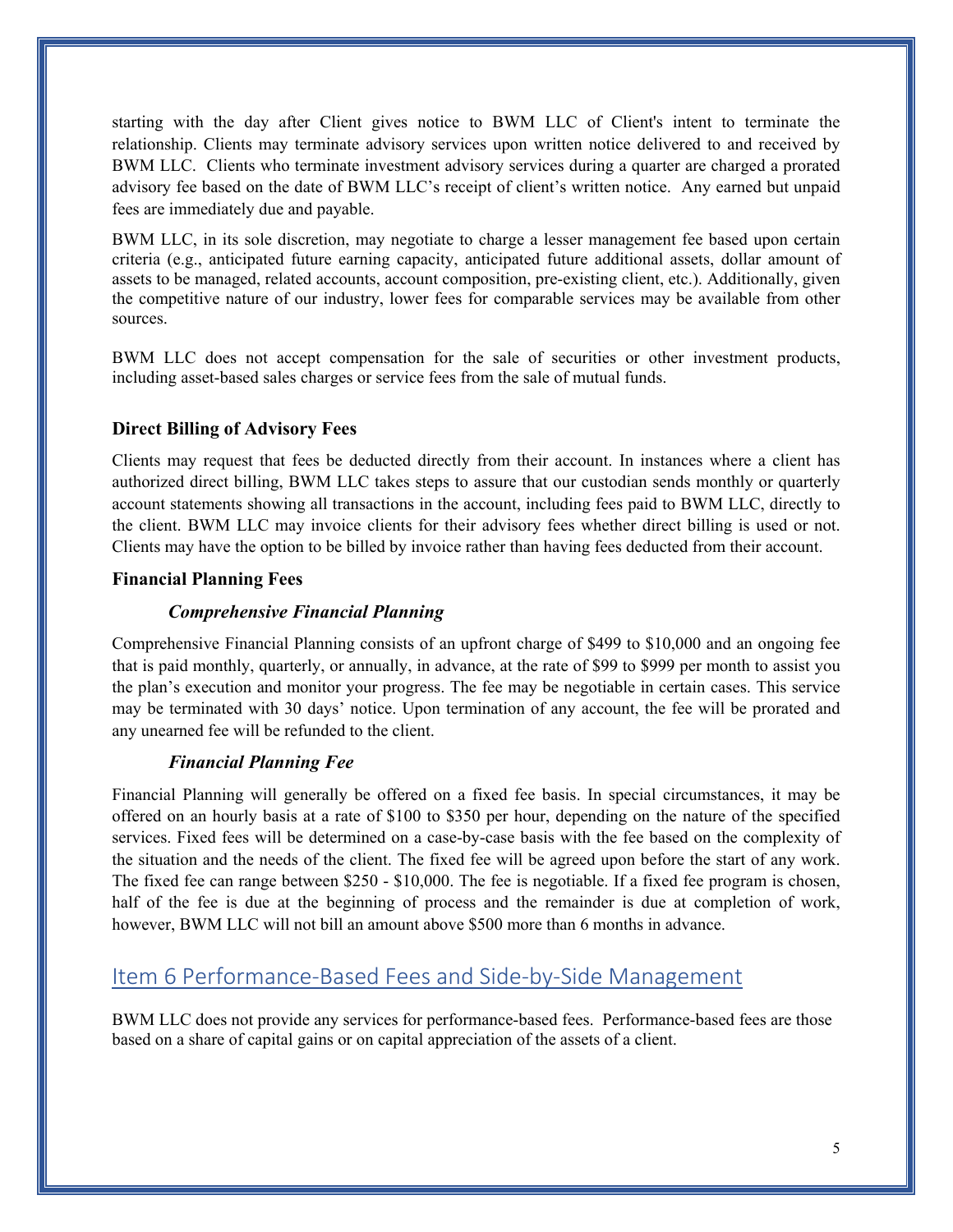starting with the day after Client gives notice to BWM LLC of Client's intent to terminate the relationship. Clients may terminate advisory services upon written notice delivered to and received by BWM LLC. Clients who terminate investment advisory services during a quarter are charged a prorated advisory fee based on the date of BWM LLC's receipt of client's written notice. Any earned but unpaid fees are immediately due and payable.

BWM LLC, in its sole discretion, may negotiate to charge a lesser management fee based upon certain criteria (e.g., anticipated future earning capacity, anticipated future additional assets, dollar amount of assets to be managed, related accounts, account composition, pre-existing client, etc.). Additionally, given the competitive nature of our industry, lower fees for comparable services may be available from other sources.

BWM LLC does not accept compensation for the sale of securities or other investment products, including asset-based sales charges or service fees from the sale of mutual funds.

### Direct Billing of Advisory Fees

Clients may request that fees be deducted directly from their account. In instances where a client has authorized direct billing, BWM LLC takes steps to assure that our custodian sends monthly or quarterly account statements showing all transactions in the account, including fees paid to BWM LLC, directly to the client. BWM LLC may invoice clients for their advisory fees whether direct billing is used or not. Clients may have the option to be billed by invoice rather than having fees deducted from their account.

### Financial Planning Fees

#### *Comprehensive Financial Planning*

Comprehensive Financial Planning consists of an upfront charge of $499 to $10,000 and an ongoing fee that is paid monthly, quarterly, or annually, in advance, at the rate of $99 to $999 per month to assist you the plan's execution and monitor your progress. The fee may be negotiable in certain cases. This service may be terminated with 30 days' notice. Upon termination of any account, the fee will be prorated and any unearned fee will be refunded to the client.

#### *Financial Planning Fee*

Financial Planning will generally be offered on a fixed fee basis. In special circumstances, it may be offered on an hourly basis at a rate of $100 to $350 per hour, depending on the nature of the specified services. Fixed fees will be determined on a case-by-case basis with the fee based on the complexity of the situation and the needs of the client. The fixed fee will be agreed upon before the start of any work. The fixed fee can range between $250 - $10,000. The fee is negotiable. If a fixed fee program is chosen, half of the fee is due at the beginning of process and the remainder is due at completion of work, however, BWM LLC will not bill an amount above $500 more than 6 months in advance.

## Item 6 Performance-Based Fees and Side-by-Side Management

BWM LLC does not provide any services for performance-based fees. Performance-based fees are those based on a share of capital gains or on capital appreciation of the assets of a client.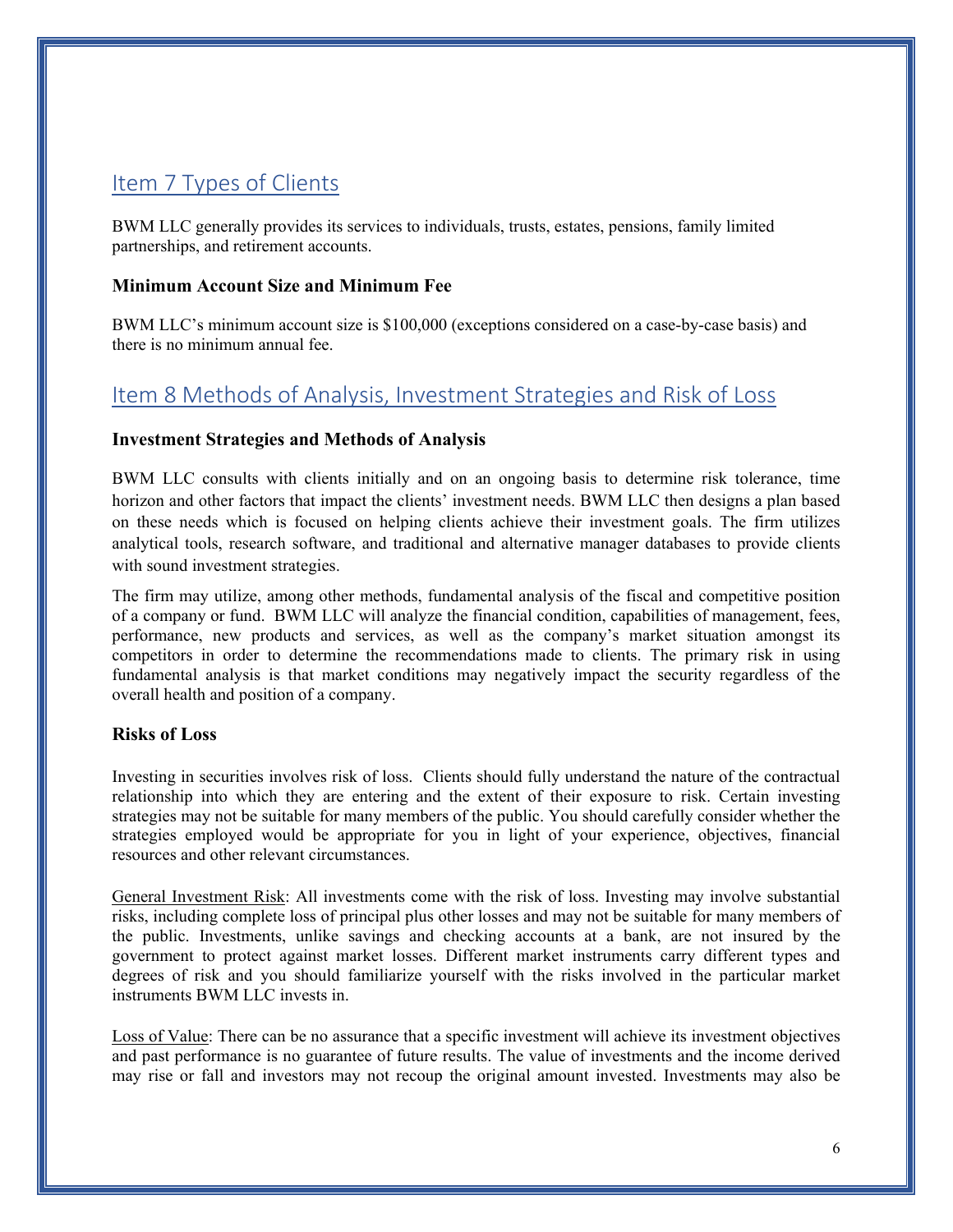## Item 7 Types of Clients

BWM LLC generally provides its services to individuals, trusts, estates, pensions, family limited partnerships, and retirement accounts.

### Minimum Account Size and Minimum Fee

BWM LLC's minimum account size is $100,000 (exceptions considered on a case-by-case basis) and there is no minimum annual fee.

## Item 8 Methods of Analysis, Investment Strategies and Risk of Loss

### Investment Strategies and Methods of Analysis

BWM LLC consults with clients initially and on an ongoing basis to determine risk tolerance, time horizon and other factors that impact the clients' investment needs. BWM LLC then designs a plan based on these needs which is focused on helping clients achieve their investment goals. The firm utilizes analytical tools, research software, and traditional and alternative manager databases to provide clients with sound investment strategies.

The firm may utilize, among other methods, fundamental analysis of the fiscal and competitive position of a company or fund. BWM LLC will analyze the financial condition, capabilities of management, fees, performance, new products and services, as well as the company's market situation amongst its competitors in order to determine the recommendations made to clients. The primary risk in using fundamental analysis is that market conditions may negatively impact the security regardless of the overall health and position of a company.

### Risks of Loss

Investing in securities involves risk of loss. Clients should fully understand the nature of the contractual relationship into which they are entering and the extent of their exposure to risk. Certain investing strategies may not be suitable for many members of the public. You should carefully consider whether the strategies employed would be appropriate for you in light of your experience, objectives, financial resources and other relevant circumstances.

General Investment Risk: All investments come with the risk of loss. Investing may involve substantial risks, including complete loss of principal plus other losses and may not be suitable for many members of the public. Investments, unlike savings and checking accounts at a bank, are not insured by the government to protect against market losses. Different market instruments carry different types and degrees of risk and you should familiarize yourself with the risks involved in the particular market instruments BWM LLC invests in.

Loss of Value: There can be no assurance that a specific investment will achieve its investment objectives and past performance is no guarantee of future results. The value of investments and the income derived may rise or fall and investors may not recoup the original amount invested. Investments may also be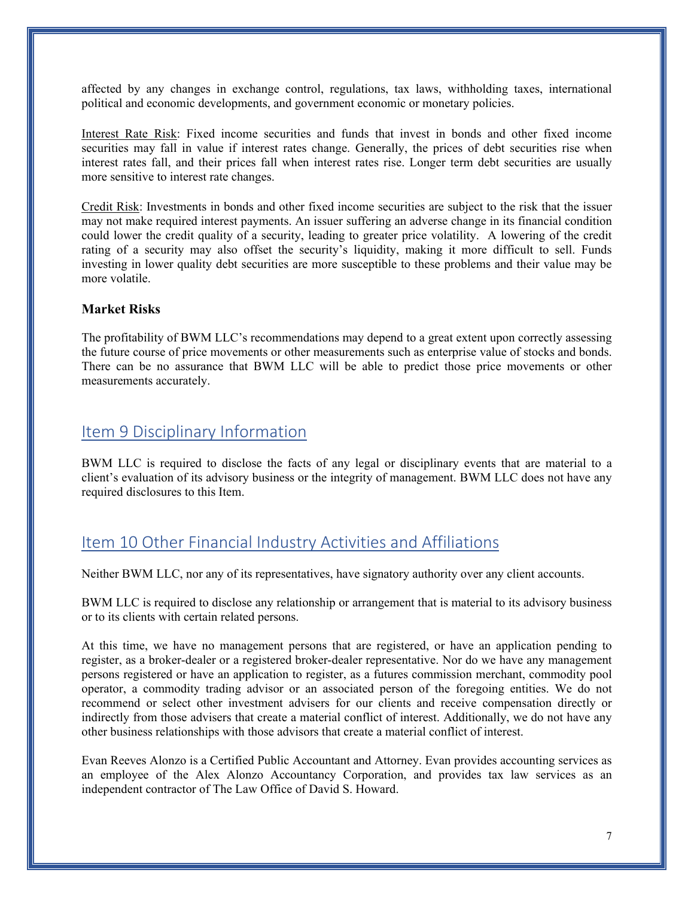affected by any changes in exchange control, regulations, tax laws, withholding taxes, international political and economic developments, and government economic or monetary policies.

Interest Rate Risk: Fixed income securities and funds that invest in bonds and other fixed income securities may fall in value if interest rates change. Generally, the prices of debt securities rise when interest rates fall, and their prices fall when interest rates rise. Longer term debt securities are usually more sensitive to interest rate changes.

Credit Risk: Investments in bonds and other fixed income securities are subject to the risk that the issuer may not make required interest payments. An issuer suffering an adverse change in its financial condition could lower the credit quality of a security, leading to greater price volatility. A lowering of the credit rating of a security may also offset the security's liquidity, making it more difficult to sell. Funds investing in lower quality debt securities are more susceptible to these problems and their value may be more volatile.

**Market Risks**

The profitability of BWM LLC's recommendations may depend to a great extent upon correctly assessing the future course of price movements or other measurements such as enterprise value of stocks and bonds. There can be no assurance that BWM LLC will be able to predict those price movements or other measurements accurately.

## Item 9 Disciplinary Information

BWM LLC is required to disclose the facts of any legal or disciplinary events that are material to a client's evaluation of its advisory business or the integrity of management. BWM LLC does not have any required disclosures to this Item.

## Item 10 Other Financial Industry Activities and Affiliations

Neither BWM LLC, nor any of its representatives, have signatory authority over any client accounts.

BWM LLC is required to disclose any relationship or arrangement that is material to its advisory business or to its clients with certain related persons.

At this time, we have no management persons that are registered, or have an application pending to register, as a broker-dealer or a registered broker-dealer representative. Nor do we have any management persons registered or have an application to register, as a futures commission merchant, commodity pool operator, a commodity trading advisor or an associated person of the foregoing entities. We do not recommend or select other investment advisers for our clients and receive compensation directly or indirectly from those advisers that create a material conflict of interest. Additionally, we do not have any other business relationships with those advisors that create a material conflict of interest.

Evan Reeves Alonzo is a Certified Public Accountant and Attorney. Evan provides accounting services as an employee of the Alex Alonzo Accountancy Corporation, and provides tax law services as an independent contractor of The Law Office of David S. Howard.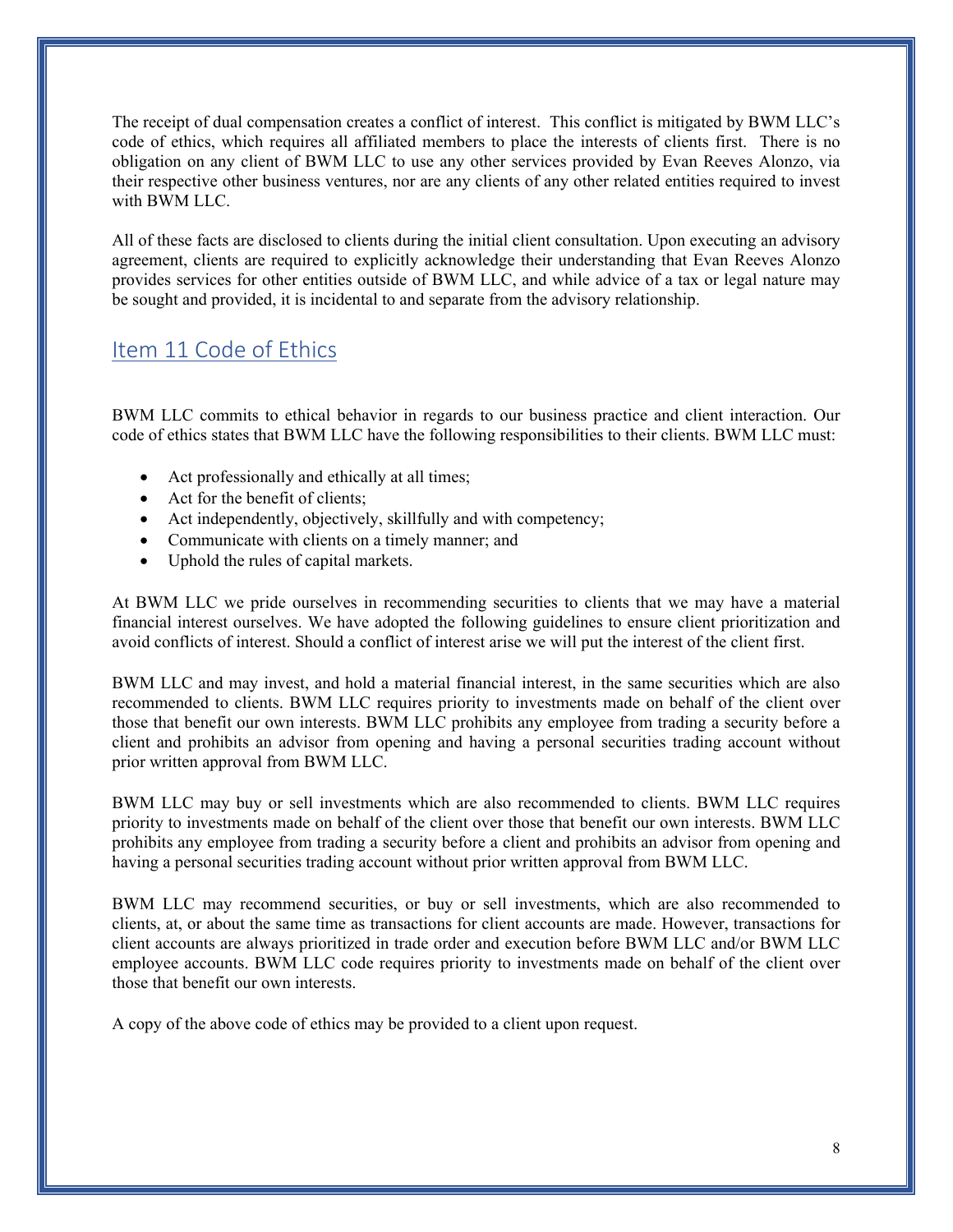The receipt of dual compensation creates a conflict of interest. This conflict is mitigated by BWM LLC's code of ethics, which requires all affiliated members to place the interests of clients first. There is no obligation on any client of BWM LLC to use any other services provided by Evan Reeves Alonzo, via their respective other business ventures, nor are any clients of any other related entities required to invest with BWM LLC.

All of these facts are disclosed to clients during the initial client consultation. Upon executing an advisory agreement, clients are required to explicitly acknowledge their understanding that Evan Reeves Alonzo provides services for other entities outside of BWM LLC, and while advice of a tax or legal nature may be sought and provided, it is incidental to and separate from the advisory relationship.

## Item 11 Code of Ethics

BWM LLC commits to ethical behavior in regards to our business practice and client interaction. Our code of ethics states that BWM LLC have the following responsibilities to their clients. BWM LLC must:

- Act professionally and ethically at all times;
- Act for the benefit of clients;
- Act independently, objectively, skillfully and with competency;
- Communicate with clients on a timely manner; and
- Uphold the rules of capital markets.

At BWM LLC we pride ourselves in recommending securities to clients that we may have a material financial interest ourselves. We have adopted the following guidelines to ensure client prioritization and avoid conflicts of interest. Should a conflict of interest arise we will put the interest of the client first.

BWM LLC and may invest, and hold a material financial interest, in the same securities which are also recommended to clients. BWM LLC requires priority to investments made on behalf of the client over those that benefit our own interests. BWM LLC prohibits any employee from trading a security before a client and prohibits an advisor from opening and having a personal securities trading account without prior written approval from BWM LLC.

BWM LLC may buy or sell investments which are also recommended to clients. BWM LLC requires priority to investments made on behalf of the client over those that benefit our own interests. BWM LLC prohibits any employee from trading a security before a client and prohibits an advisor from opening and having a personal securities trading account without prior written approval from BWM LLC.

BWM LLC may recommend securities, or buy or sell investments, which are also recommended to clients, at, or about the same time as transactions for client accounts are made. However, transactions for client accounts are always prioritized in trade order and execution before BWM LLC and/or BWM LLC employee accounts. BWM LLC code requires priority to investments made on behalf of the client over those that benefit our own interests.

A copy of the above code of ethics may be provided to a client upon request.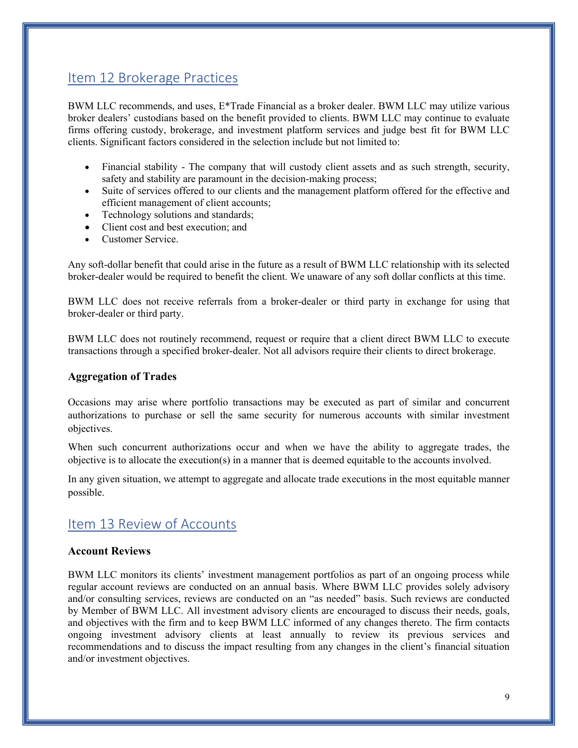## Item 12 Brokerage Practices

BWM LLC recommends, and uses, E*Trade Financial as a broker dealer. BWM LLC may utilize various broker dealers' custodians based on the benefit provided to clients. BWM LLC may continue to evaluate firms offering custody, brokerage, and investment platform services and judge best fit for BWM LLC clients. Significant factors considered in the selection include but not limited to:

- Financial stability - The company that will custody client assets and as such strength, security, safety and stability are paramount in the decision-making process;
- Suite of services offered to our clients and the management platform offered for the effective and efficient management of client accounts;
- Technology solutions and standards;
- Client cost and best execution; and
- Customer Service.

Any soft-dollar benefit that could arise in the future as a result of BWM LLC relationship with its selected broker-dealer would be required to benefit the client. We unaware of any soft dollar conflicts at this time.

BWM LLC does not receive referrals from a broker-dealer or third party in exchange for using that broker-dealer or third party.

BWM LLC does not routinely recommend, request or require that a client direct BWM LLC to execute transactions through a specified broker-dealer. Not all advisors require their clients to direct brokerage.

### Aggregation of Trades

Occasions may arise where portfolio transactions may be executed as part of similar and concurrent authorizations to purchase or sell the same security for numerous accounts with similar investment objectives.

When such concurrent authorizations occur and when we have the ability to aggregate trades, the objective is to allocate the execution(s) in a manner that is deemed equitable to the accounts involved.

In any given situation, we attempt to aggregate and allocate trade executions in the most equitable manner possible.

## Item 13 Review of Accounts

### Account Reviews

BWM LLC monitors its clients' investment management portfolios as part of an ongoing process while regular account reviews are conducted on an annual basis. Where BWM LLC provides solely advisory and/or consulting services, reviews are conducted on an "as needed" basis. Such reviews are conducted by Member of BWM LLC. All investment advisory clients are encouraged to discuss their needs, goals, and objectives with the firm and to keep BWM LLC informed of any changes thereto. The firm contacts ongoing investment advisory clients at least annually to review its previous services and recommendations and to discuss the impact resulting from any changes in the client's financial situation and/or investment objectives.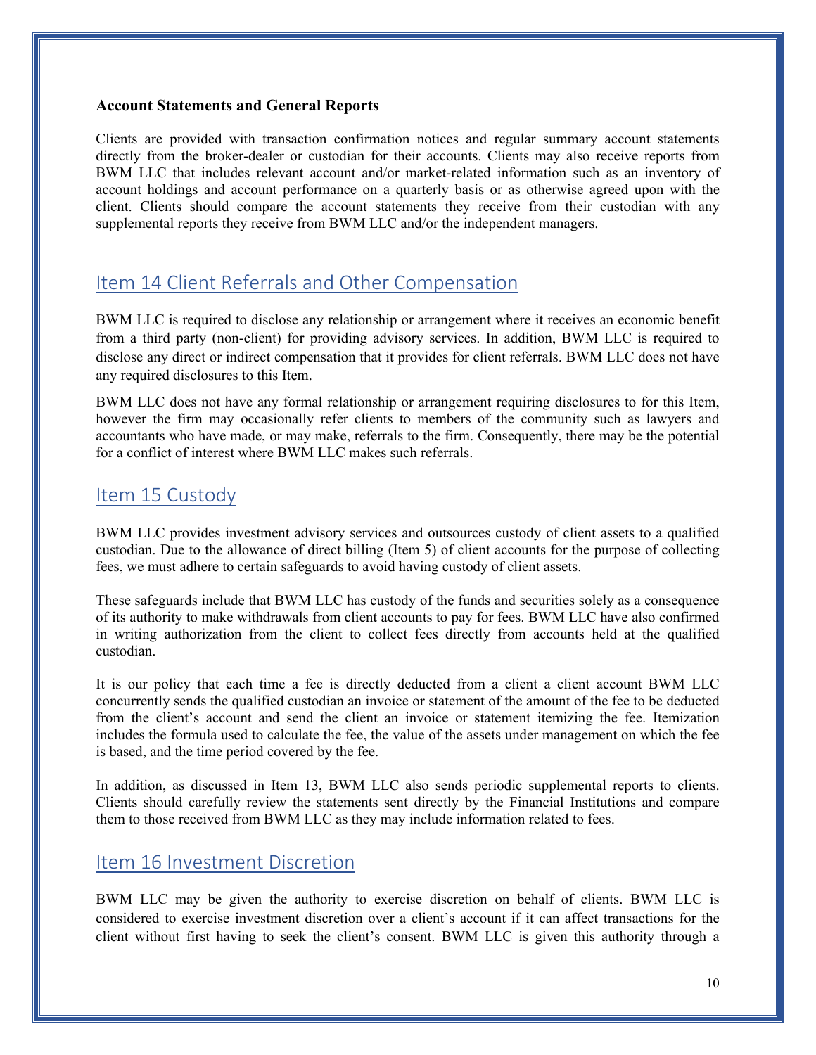**Account Statements and General Reports**

Clients are provided with transaction confirmation notices and regular summary account statements directly from the broker-dealer or custodian for their accounts. Clients may also receive reports from BWM LLC that includes relevant account and/or market-related information such as an inventory of account holdings and account performance on a quarterly basis or as otherwise agreed upon with the client. Clients should compare the account statements they receive from their custodian with any supplemental reports they receive from BWM LLC and/or the independent managers.

## Item 14 Client Referrals and Other Compensation

BWM LLC is required to disclose any relationship or arrangement where it receives an economic benefit from a third party (non-client) for providing advisory services. In addition, BWM LLC is required to disclose any direct or indirect compensation that it provides for client referrals. BWM LLC does not have any required disclosures to this Item.

BWM LLC does not have any formal relationship or arrangement requiring disclosures to for this Item, however the firm may occasionally refer clients to members of the community such as lawyers and accountants who have made, or may make, referrals to the firm. Consequently, there may be the potential for a conflict of interest where BWM LLC makes such referrals.

## Item 15 Custody

BWM LLC provides investment advisory services and outsources custody of client assets to a qualified custodian. Due to the allowance of direct billing (Item 5) of client accounts for the purpose of collecting fees, we must adhere to certain safeguards to avoid having custody of client assets.

These safeguards include that BWM LLC has custody of the funds and securities solely as a consequence of its authority to make withdrawals from client accounts to pay for fees. BWM LLC have also confirmed in writing authorization from the client to collect fees directly from accounts held at the qualified custodian.

It is our policy that each time a fee is directly deducted from a client a client account BWM LLC concurrently sends the qualified custodian an invoice or statement of the amount of the fee to be deducted from the client's account and send the client an invoice or statement itemizing the fee. Itemization includes the formula used to calculate the fee, the value of the assets under management on which the fee is based, and the time period covered by the fee.

In addition, as discussed in Item 13, BWM LLC also sends periodic supplemental reports to clients. Clients should carefully review the statements sent directly by the Financial Institutions and compare them to those received from BWM LLC as they may include information related to fees.

## Item 16 Investment Discretion

BWM LLC may be given the authority to exercise discretion on behalf of clients. BWM LLC is considered to exercise investment discretion over a client's account if it can affect transactions for the client without first having to seek the client's consent. BWM LLC is given this authority through a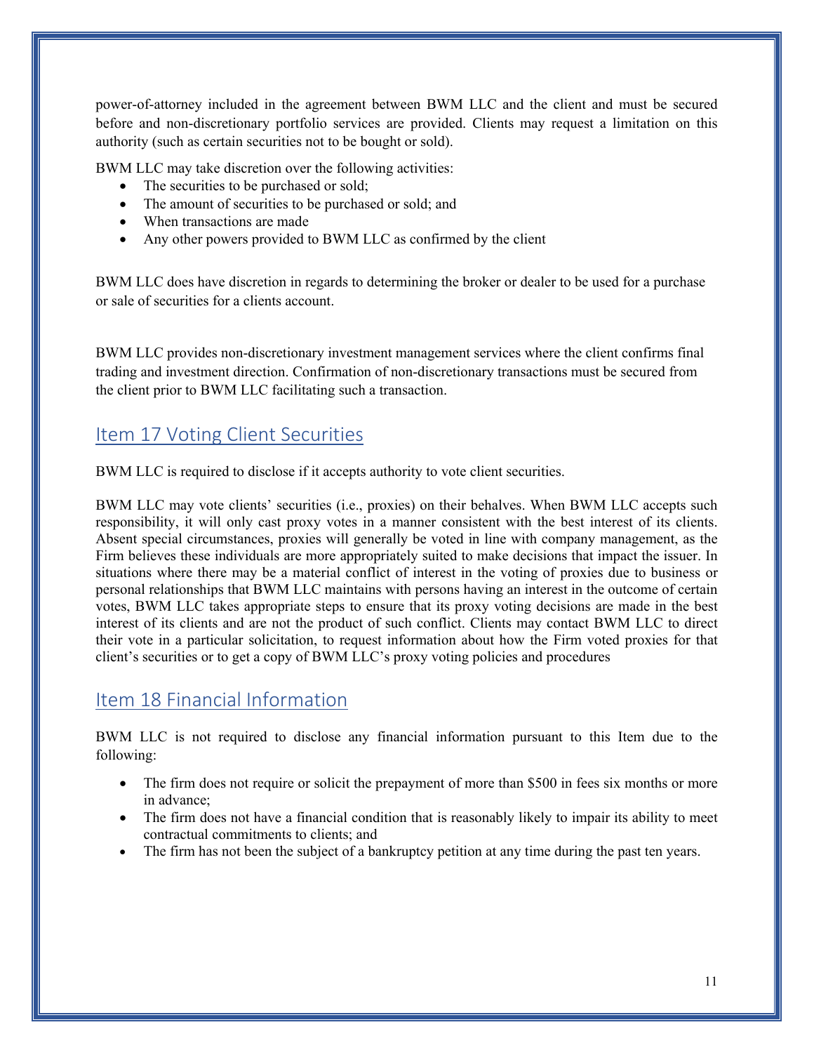power-of-attorney included in the agreement between BWM LLC and the client and must be secured before and non-discretionary portfolio services are provided. Clients may request a limitation on this authority (such as certain securities not to be bought or sold).

BWM LLC may take discretion over the following activities:

- The securities to be purchased or sold;
- The amount of securities to be purchased or sold; and
- When transactions are made
- Any other powers provided to BWM LLC as confirmed by the client

BWM LLC does have discretion in regards to determining the broker or dealer to be used for a purchase or sale of securities for a clients account.

BWM LLC provides non-discretionary investment management services where the client confirms final trading and investment direction. Confirmation of non-discretionary transactions must be secured from the client prior to BWM LLC facilitating such a transaction.

## Item 17 Voting Client Securities

BWM LLC is required to disclose if it accepts authority to vote client securities.

BWM LLC may vote clients' securities (i.e., proxies) on their behalves. When BWM LLC accepts such responsibility, it will only cast proxy votes in a manner consistent with the best interest of its clients. Absent special circumstances, proxies will generally be voted in line with company management, as the Firm believes these individuals are more appropriately suited to make decisions that impact the issuer. In situations where there may be a material conflict of interest in the voting of proxies due to business or personal relationships that BWM LLC maintains with persons having an interest in the outcome of certain votes, BWM LLC takes appropriate steps to ensure that its proxy voting decisions are made in the best interest of its clients and are not the product of such conflict. Clients may contact BWM LLC to direct their vote in a particular solicitation, to request information about how the Firm voted proxies for that client's securities or to get a copy of BWM LLC's proxy voting policies and procedures

## Item 18 Financial Information

BWM LLC is not required to disclose any financial information pursuant to this Item due to the following:

- The firm does not require or solicit the prepayment of more than $500 in fees six months or more in advance;
- The firm does not have a financial condition that is reasonably likely to impair its ability to meet contractual commitments to clients; and
- The firm has not been the subject of a bankruptcy petition at any time during the past ten years.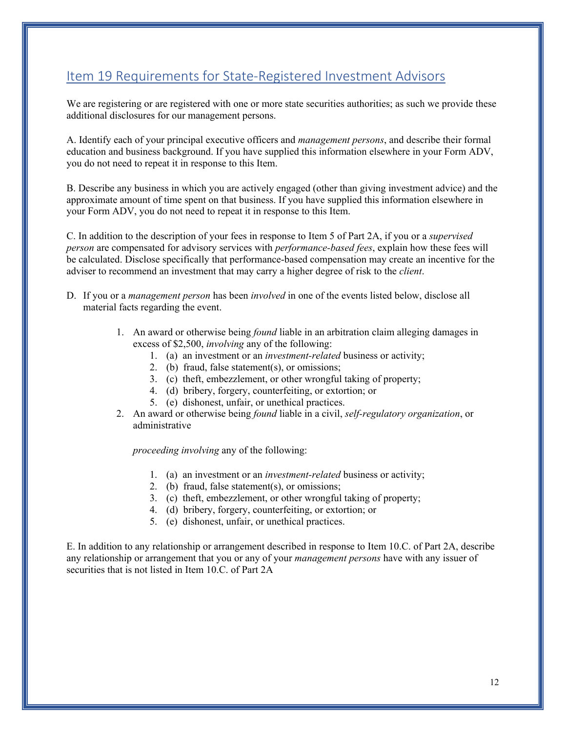## Item 19 Requirements for State-Registered Investment Advisors

We are registering or are registered with one or more state securities authorities; as such we provide these additional disclosures for our management persons.

A. Identify each of your principal executive officers and *management persons*, and describe their formal education and business background. If you have supplied this information elsewhere in your Form ADV, you do not need to repeat it in response to this Item.

B. Describe any business in which you are actively engaged (other than giving investment advice) and the approximate amount of time spent on that business. If you have supplied this information elsewhere in your Form ADV, you do not need to repeat it in response to this Item.

C. In addition to the description of your fees in response to Item 5 of Part 2A, if you or a *supervised person* are compensated for advisory services with *performance-based fees*, explain how these fees will be calculated. Disclose specifically that performance-based compensation may create an incentive for the adviser to recommend an investment that may carry a higher degree of risk to the *client*.

D. If you or a *management person* has been *involved* in one of the events listed below, disclose all material facts regarding the event.

1. An award or otherwise being *found* liable in an arbitration claim alleging damages in excess of $2,500, *involving* any of the following:
    1. (a) an investment or an *investment-related* business or activity;
    2. (b) fraud, false statement(s), or omissions;
    3. (c) theft, embezzlement, or other wrongful taking of property;
    4. (d) bribery, forgery, counterfeiting, or extortion; or
    5. (e) dishonest, unfair, or unethical practices.
2. An award or otherwise being *found* liable in a civil, *self-regulatory organization*, or administrative

    *proceeding involving* any of the following:

    1. (a) an investment or an *investment-related* business or activity;
    2. (b) fraud, false statement(s), or omissions;
    3. (c) theft, embezzlement, or other wrongful taking of property;
    4. (d) bribery, forgery, counterfeiting, or extortion; or
    5. (e) dishonest, unfair, or unethical practices.

E. In addition to any relationship or arrangement described in response to Item 10.C. of Part 2A, describe any relationship or arrangement that you or any of your *management persons* have with any issuer of securities that is not listed in Item 10.C. of Part 2A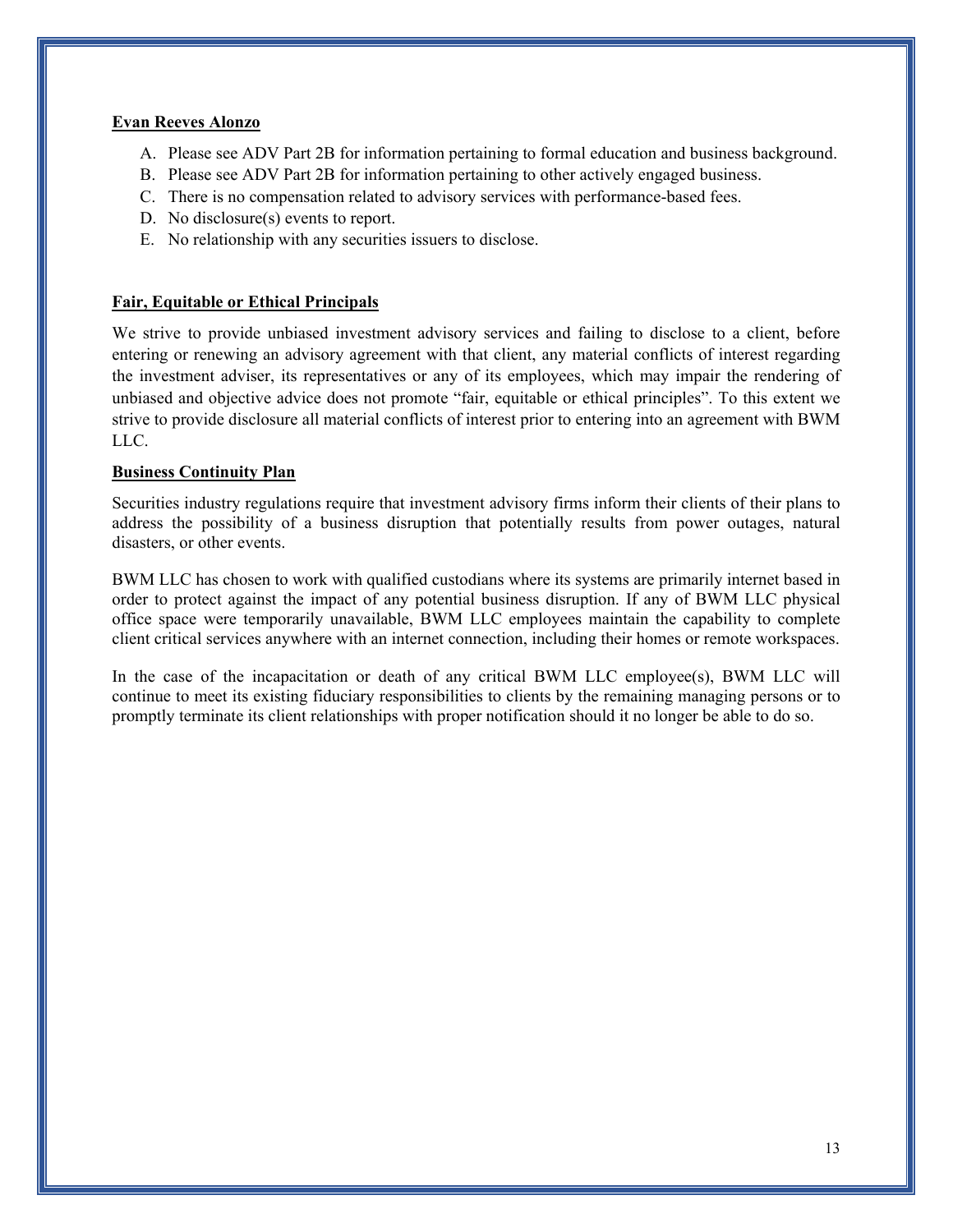**Evan Reeves Alonzo**

A. Please see ADV Part 2B for information pertaining to formal education and business background.
B. Please see ADV Part 2B for information pertaining to other actively engaged business.
C. There is no compensation related to advisory services with performance-based fees.
D. No disclosure(s) events to report.
E. No relationship with any securities issuers to disclose.

**Fair, Equitable or Ethical Principals**

We strive to provide unbiased investment advisory services and failing to disclose to a client, before entering or renewing an advisory agreement with that client, any material conflicts of interest regarding the investment adviser, its representatives or any of its employees, which may impair the rendering of unbiased and objective advice does not promote "fair, equitable or ethical principles". To this extent we strive to provide disclosure all material conflicts of interest prior to entering into an agreement with BWM LLC.

**Business Continuity Plan**

Securities industry regulations require that investment advisory firms inform their clients of their plans to address the possibility of a business disruption that potentially results from power outages, natural disasters, or other events.

BWM LLC has chosen to work with qualified custodians where its systems are primarily internet based in order to protect against the impact of any potential business disruption. If any of BWM LLC physical office space were temporarily unavailable, BWM LLC employees maintain the capability to complete client critical services anywhere with an internet connection, including their homes or remote workspaces.

In the case of the incapacitation or death of any critical BWM LLC employee(s), BWM LLC will continue to meet its existing fiduciary responsibilities to clients by the remaining managing persons or to promptly terminate its client relationships with proper notification should it no longer be able to do so.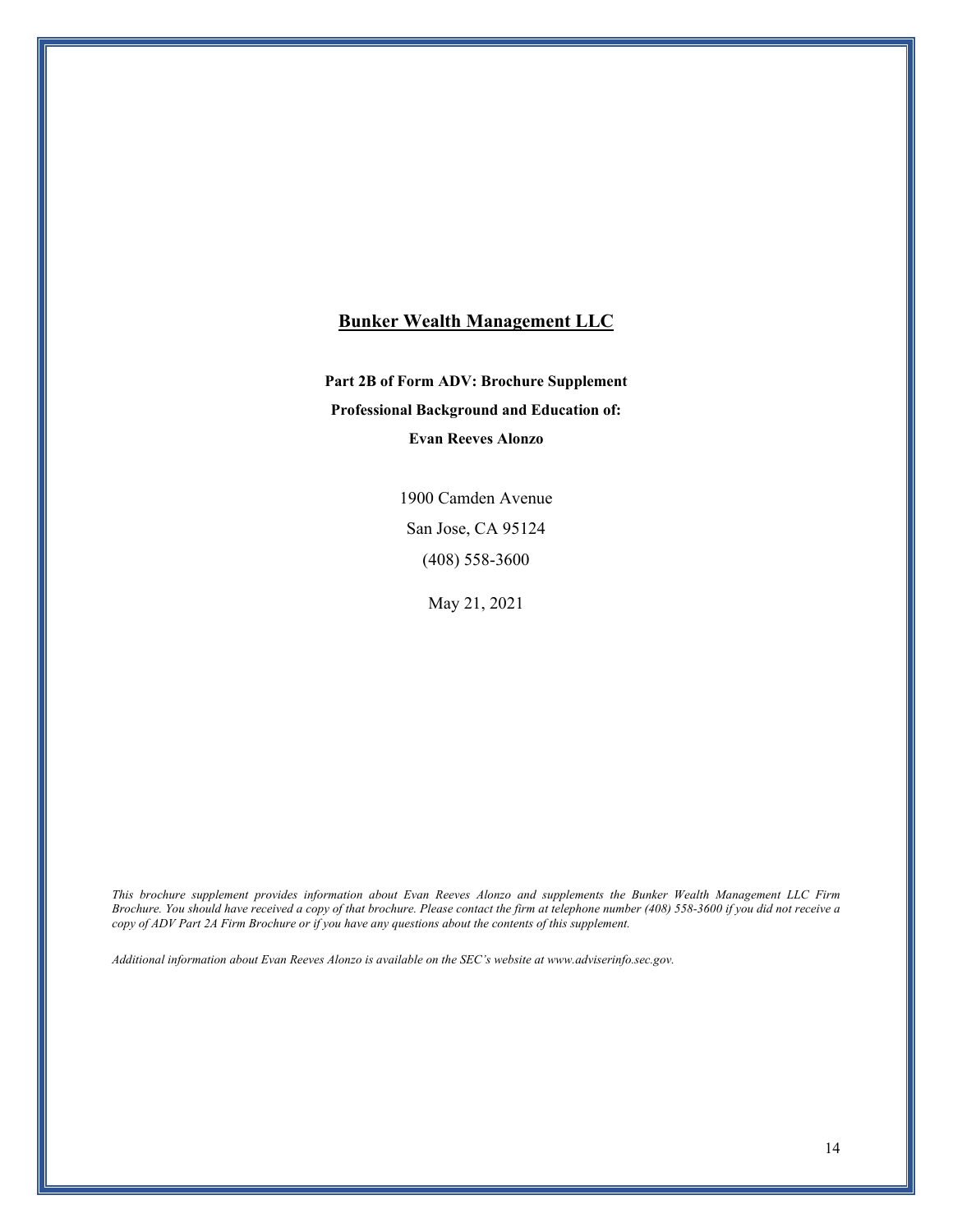# Bunker Wealth Management LLC

**Part 2B of Form ADV: Brochure Supplement**

**Professional Background and Education of:**

**Evan Reeves Alonzo**

1900 Camden Avenue

San Jose, CA 95124

(408) 558-3600

May 21, 2021

*This brochure supplement provides information about Evan Reeves Alonzo and supplements the Bunker Wealth Management LLC Firm Brochure. You should have received a copy of that brochure. Please contact the firm at telephone number (408) 558-3600 if you did not receive a copy of ADV Part 2A Firm Brochure or if you have any questions about the contents of this supplement.*

*Additional information about Evan Reeves Alonzo is available on the SEC's website at www.adviserinfo.sec.gov.*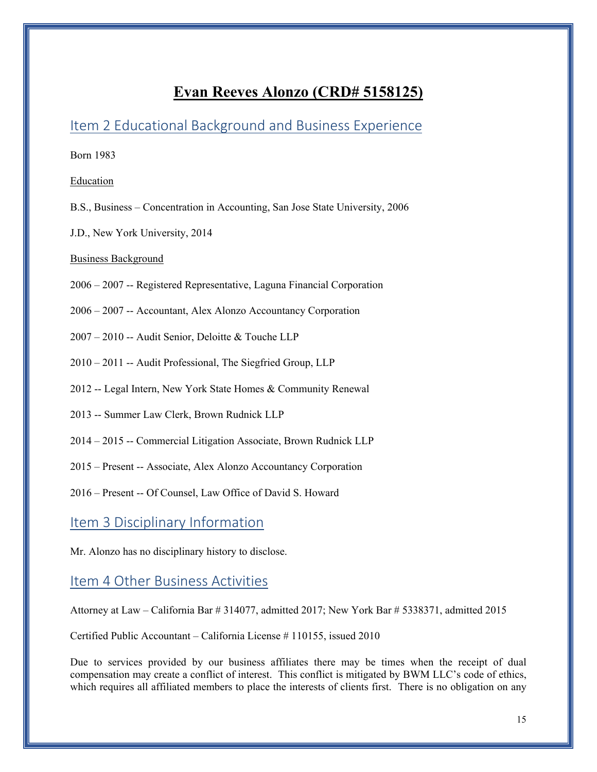# Evan Reeves Alonzo (CRD# 5158125)

## Item 2 Educational Background and Business Experience

Born 1983

Education

B.S., Business – Concentration in Accounting, San Jose State University, 2006

J.D., New York University, 2014

Business Background

2006 – 2007 -- Registered Representative, Laguna Financial Corporation

2006 – 2007 -- Accountant, Alex Alonzo Accountancy Corporation

2007 – 2010 -- Audit Senior, Deloitte & Touche LLP

2010 – 2011 -- Audit Professional, The Siegfried Group, LLP

2012 -- Legal Intern, New York State Homes & Community Renewal

2013 -- Summer Law Clerk, Brown Rudnick LLP

2014 – 2015 -- Commercial Litigation Associate, Brown Rudnick LLP

2015 – Present -- Associate, Alex Alonzo Accountancy Corporation

2016 – Present -- Of Counsel, Law Office of David S. Howard

## Item 3 Disciplinary Information

Mr. Alonzo has no disciplinary history to disclose.

## Item 4 Other Business Activities

Attorney at Law – California Bar # 314077, admitted 2017; New York Bar # 5338371, admitted 2015

Certified Public Accountant – California License # 110155, issued 2010

Due to services provided by our business affiliates there may be times when the receipt of dual compensation may create a conflict of interest. This conflict is mitigated by BWM LLC's code of ethics, which requires all affiliated members to place the interests of clients first. There is no obligation on any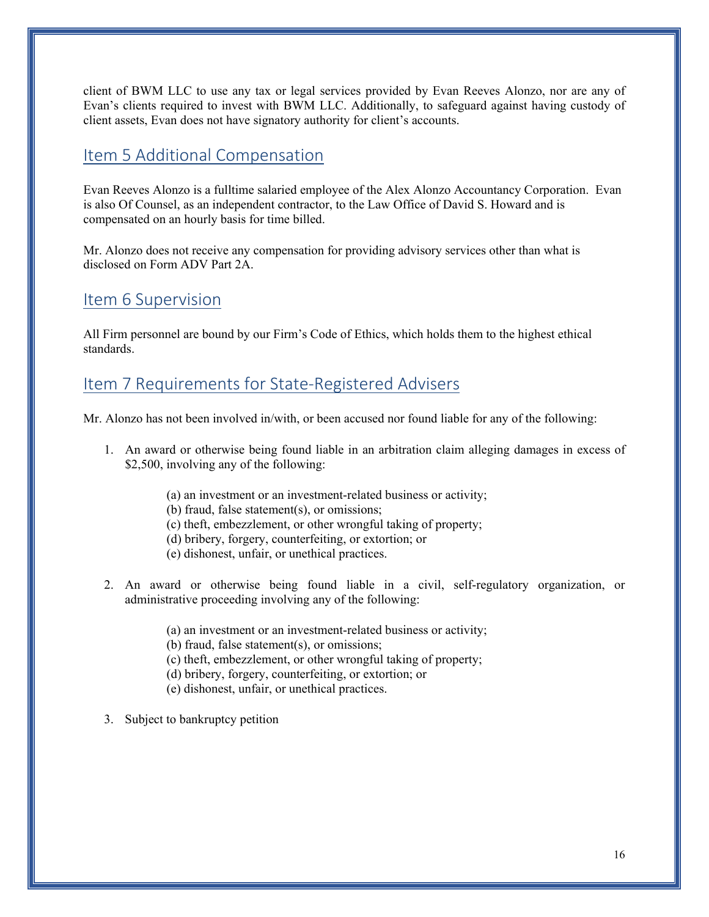client of BWM LLC to use any tax or legal services provided by Evan Reeves Alonzo, nor are any of Evan's clients required to invest with BWM LLC. Additionally, to safeguard against having custody of client assets, Evan does not have signatory authority for client's accounts.

## Item 5 Additional Compensation

Evan Reeves Alonzo is a fulltime salaried employee of the Alex Alonzo Accountancy Corporation. Evan is also Of Counsel, as an independent contractor, to the Law Office of David S. Howard and is compensated on an hourly basis for time billed.

Mr. Alonzo does not receive any compensation for providing advisory services other than what is disclosed on Form ADV Part 2A.

## Item 6 Supervision

All Firm personnel are bound by our Firm's Code of Ethics, which holds them to the highest ethical standards.

## Item 7 Requirements for State-Registered Advisers

Mr. Alonzo has not been involved in/with, or been accused nor found liable for any of the following:

1. An award or otherwise being found liable in an arbitration claim alleging damages in excess of $2,500, involving any of the following:

   (a) an investment or an investment-related business or activity;
   (b) fraud, false statement(s), or omissions;
   (c) theft, embezzlement, or other wrongful taking of property;
   (d) bribery, forgery, counterfeiting, or extortion; or
   (e) dishonest, unfair, or unethical practices.

2. An award or otherwise being found liable in a civil, self-regulatory organization, or administrative proceeding involving any of the following:

   (a) an investment or an investment-related business or activity;
   (b) fraud, false statement(s), or omissions;
   (c) theft, embezzlement, or other wrongful taking of property;
   (d) bribery, forgery, counterfeiting, or extortion; or
   (e) dishonest, unfair, or unethical practices.

3. Subject to bankruptcy petition